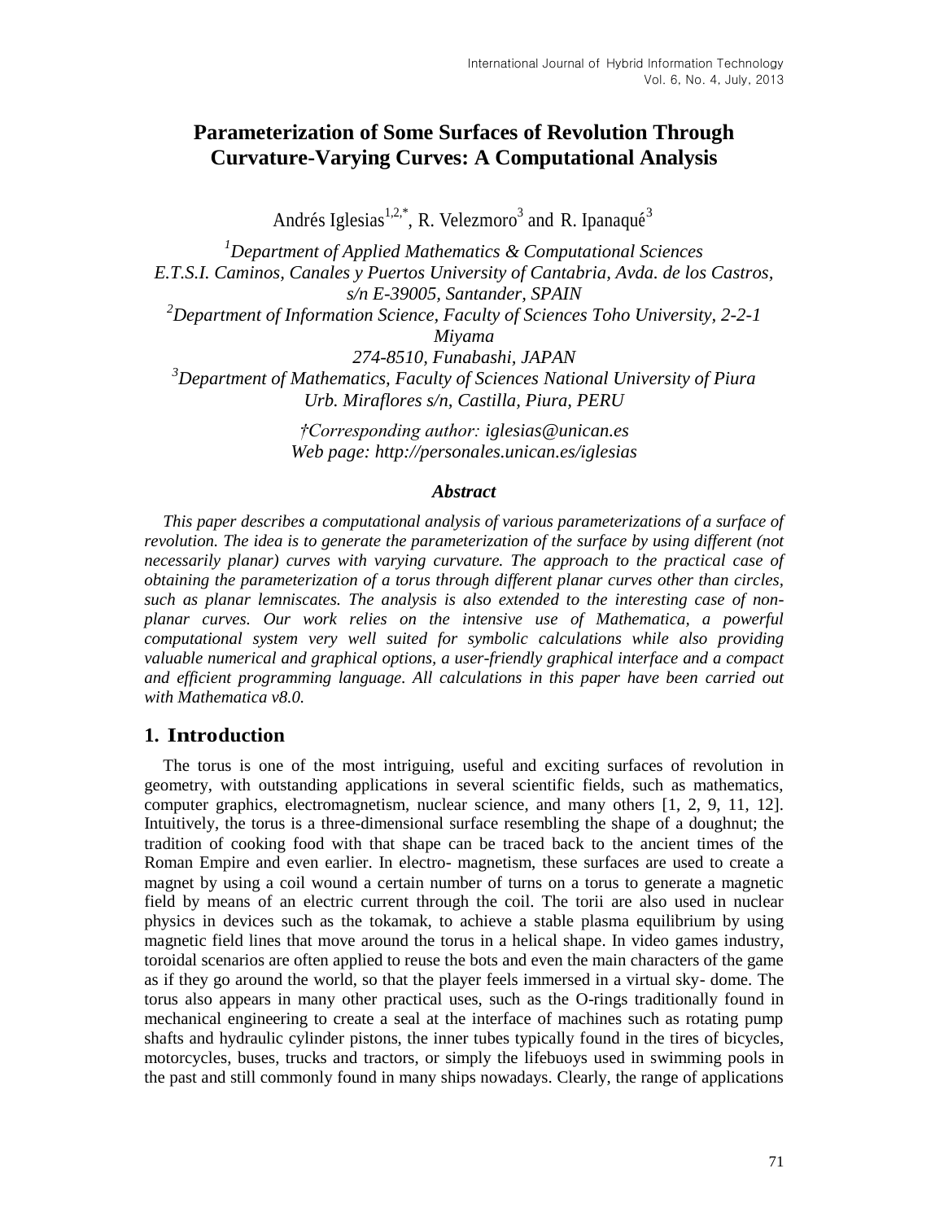# Parameterization of Some Surfaces of Revolution Through Curvature-Varying Curves: A Computational Analysis

Andrés Iglesias[1,2,*], R. Velezmoro[3] and R. Ipanaqué[3]

*[1]Department of Applied Mathematics & Computational Sciences*
*E.T.S.I. Caminos, Canales y Puertos University of Cantabria, Avda. de los Castros, s/n E-39005, Santander, SPAIN*
*[2]Department of Information Science, Faculty of Sciences Toho University, 2-2-1 Miyama*
*274-8510, Funabashi, JAPAN*
*[3]Department of Mathematics, Faculty of Sciences National University of Piura*
*Urb. Miraflores s/n, Castilla, Piura, PERU*

*†Corresponding author: iglesias@unican.es*
*Web page: http://personales.unican.es/iglesias*

### Abstract

*This paper describes a computational analysis of various parameterizations of a surface of revolution. The idea is to generate the parameterization of the surface by using different (not necessarily planar) curves with varying curvature. The approach to the practical case of obtaining the parameterization of a torus through different planar curves other than circles, such as planar lemniscates. The analysis is also extended to the interesting case of non-planar curves. Our work relies on the intensive use of Mathematica, a powerful computational system very well suited for symbolic calculations while also providing valuable numerical and graphical options, a user-friendly graphical interface and a compact and efficient programming language. All calculations in this paper have been carried out with Mathematica v8.0.*

## 1. Introduction

The torus is one of the most intriguing, useful and exciting surfaces of revolution in geometry, with outstanding applications in several scientific fields, such as mathematics, computer graphics, electromagnetism, nuclear science, and many others [1, 2, 9, 11, 12]. Intuitively, the torus is a three-dimensional surface resembling the shape of a doughnut; the tradition of cooking food with that shape can be traced back to the ancient times of the Roman Empire and even earlier. In electro- magnetism, these surfaces are used to create a magnet by using a coil wound a certain number of turns on a torus to generate a magnetic field by means of an electric current through the coil. The torii are also used in nuclear physics in devices such as the tokamak, to achieve a stable plasma equilibrium by using magnetic field lines that move around the torus in a helical shape. In video games industry, toroidal scenarios are often applied to reuse the bots and even the main characters of the game as if they go around the world, so that the player feels immersed in a virtual sky- dome. The torus also appears in many other practical uses, such as the O-rings traditionally found in mechanical engineering to create a seal at the interface of machines such as rotating pump shafts and hydraulic cylinder pistons, the inner tubes typically found in the tires of bicycles, motorcycles, buses, trucks and tractors, or simply the lifebuoys used in swimming pools in the past and still commonly found in many ships nowadays. Clearly, the range of applications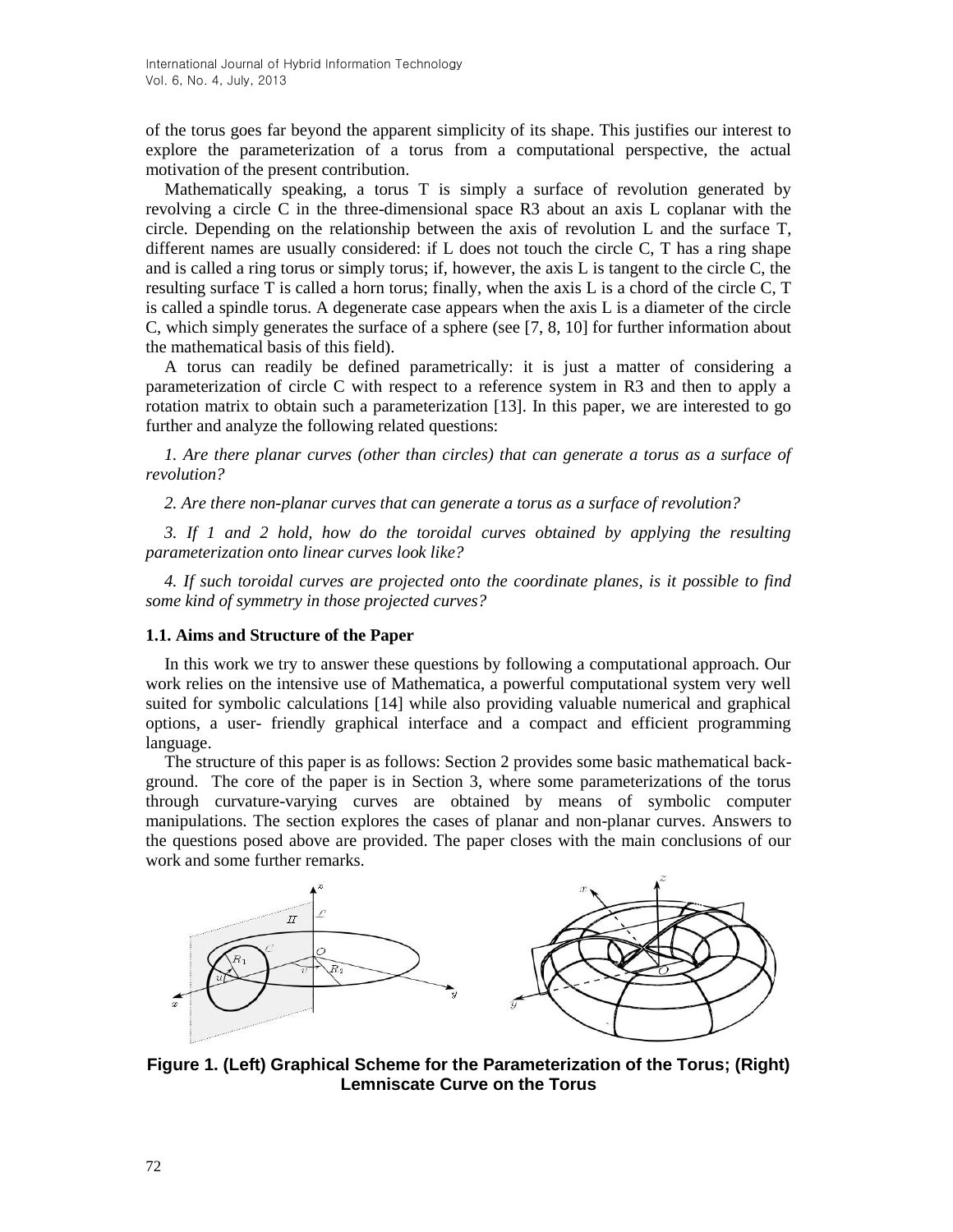of the torus goes far beyond the apparent simplicity of its shape. This justifies our interest to explore the parameterization of a torus from a computational perspective, the actual motivation of the present contribution.

Mathematically speaking, a torus T is simply a surface of revolution generated by revolving a circle C in the three-dimensional space R3 about an axis L coplanar with the circle. Depending on the relationship between the axis of revolution L and the surface T, different names are usually considered: if L does not touch the circle C, T has a ring shape and is called a ring torus or simply torus; if, however, the axis L is tangent to the circle C, the resulting surface T is called a horn torus; finally, when the axis L is a chord of the circle C, T is called a spindle torus. A degenerate case appears when the axis L is a diameter of the circle C, which simply generates the surface of a sphere (see [7, 8, 10] for further information about the mathematical basis of this field).

A torus can readily be defined parametrically: it is just a matter of considering a parameterization of circle C with respect to a reference system in R3 and then to apply a rotation matrix to obtain such a parameterization [13]. In this paper, we are interested to go further and analyze the following related questions:

*1. Are there planar curves (other than circles) that can generate a torus as a surface of revolution?*

*2. Are there non-planar curves that can generate a torus as a surface of revolution?*

*3. If 1 and 2 hold, how do the toroidal curves obtained by applying the resulting parameterization onto linear curves look like?*

*4. If such toroidal curves are projected onto the coordinate planes, is it possible to find some kind of symmetry in those projected curves?*

### 1.1. Aims and Structure of the Paper

In this work we try to answer these questions by following a computational approach. Our work relies on the intensive use of Mathematica, a powerful computational system very well suited for symbolic calculations [14] while also providing valuable numerical and graphical options, a user- friendly graphical interface and a compact and efficient programming language.

The structure of this paper is as follows: Section 2 provides some basic mathematical background. The core of the paper is in Section 3, where some parameterizations of the torus through curvature-varying curves are obtained by means of symbolic computer manipulations. The section explores the cases of planar and non-planar curves. Answers to the questions posed above are provided. The paper closes with the main conclusions of our work and some further remarks.

**Figure 1. (Left) Graphical Scheme for the Parameterization of the Torus; (Right) Lemniscate Curve on the Torus**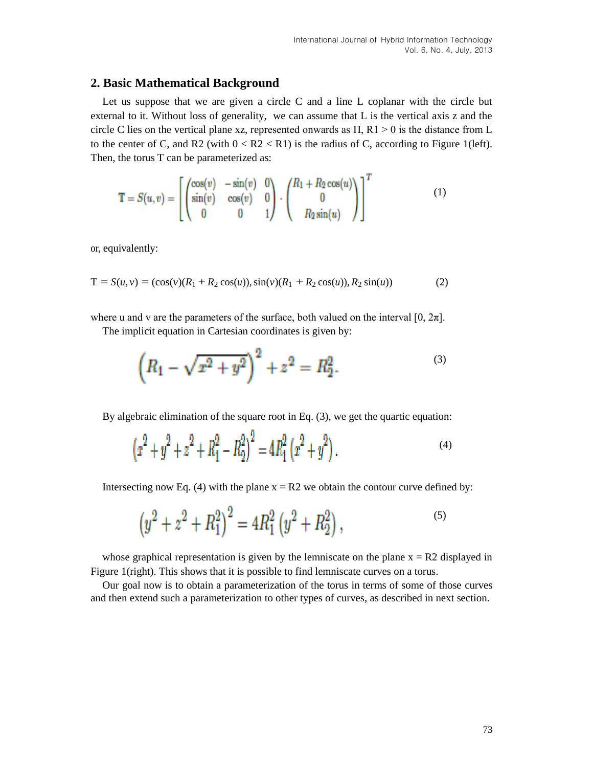## 2. Basic Mathematical Background

Let us suppose that we are given a circle C and a line L coplanar with the circle but external to it. Without loss of generality, we can assume that L is the vertical axis z and the circle C lies on the vertical plane xz, represented onwards as Π, R1 > 0 is the distance from L to the center of C, and R2 (with 0 < R2 < R1) is the radius of C, according to Figure 1(left). Then, the torus T can be parameterized as:

$$\mathbf{T} = S(u,v) = \left[ \begin{pmatrix} \cos(v) & -\sin(v) & 0 \\ \sin(v) & \cos(v) & 0 \\ 0 & 0 & 1 \end{pmatrix} \cdot \begin{pmatrix} R_1 + R_2\cos(u) \\ 0 \\ R_2\sin(u) \end{pmatrix} \right]^T \tag{1}$$

or, equivalently:

$$\mathrm{T} = S(u,v) = (\cos(v)(R_1 + R_2\cos(u)), \sin(v)(R_1 + R_2\cos(u)), R_2\sin(u)) \tag{2}$$

where u and v are the parameters of the surface, both valued on the interval [0, 2π].

The implicit equation in Cartesian coordinates is given by:

$$\left(R_1 - \sqrt{x^2+y^2}\right)^2 + z^2 = R_2^2. \tag{3}$$

By algebraic elimination of the square root in Eq. (3), we get the quartic equation:

$$\left(x^2+y^2+z^2+R_1^2-R_2^2\right)^2 = 4R_1^2\left(x^2+y^2\right). \tag{4}$$

Intersecting now Eq. (4) with the plane x = R2 we obtain the contour curve defined by:

$$\left(y^2+z^2+R_1^2\right)^2 = 4R_1^2\left(y^2+R_2^2\right), \tag{5}$$

whose graphical representation is given by the lemniscate on the plane x = R2 displayed in Figure 1(right). This shows that it is possible to find lemniscate curves on a torus.

Our goal now is to obtain a parameterization of the torus in terms of some of those curves and then extend such a parameterization to other types of curves, as described in next section.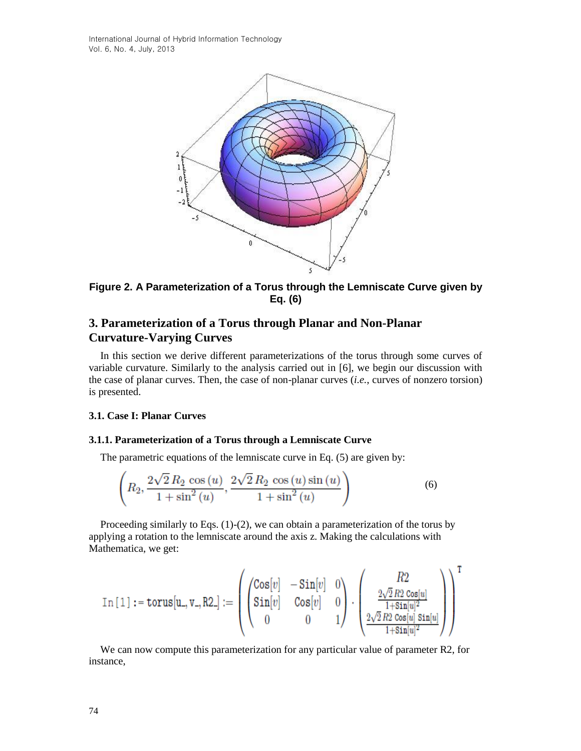**Figure 2. A Parameterization of a Torus through the Lemniscate Curve given by Eq. (6)**

## 3. Parameterization of a Torus through Planar and Non-Planar Curvature-Varying Curves

In this section we derive different parameterizations of the torus through some curves of variable curvature. Similarly to the analysis carried out in [6], we begin our discussion with the case of planar curves. Then, the case of non-planar curves (*i.e.*, curves of nonzero torsion) is presented.

### 3.1. Case I: Planar Curves

#### 3.1.1. Parameterization of a Torus through a Lemniscate Curve

The parametric equations of the lemniscate curve in Eq. (5) are given by:

$$\left( R_2, \frac{2\sqrt{2}\,R_2\,\cos(u)}{1+\sin^2(u)}, \frac{2\sqrt{2}\,R_2\,\cos(u)\sin(u)}{1+\sin^2(u)} \right) \tag{6}$$

Proceeding similarly to Eqs. (1)-(2), we can obtain a parameterization of the torus by applying a rotation to the lemniscate around the axis z. Making the calculations with Mathematica, we get:

$$\texttt{In[1]:= torus[u\_, v\_, R2\_] :=} \left( \begin{pmatrix} \mathrm{Cos}[v] & -\mathrm{Sin}[v] & 0 \\ \mathrm{Sin}[v] & \mathrm{Cos}[v] & 0 \\ 0 & 0 & 1 \end{pmatrix} \cdot \begin{pmatrix} R2 \\ \frac{2\sqrt{2}\,R2\,\mathrm{Cos}[u]}{1+\mathrm{Sin}[u]^2} \\ \frac{2\sqrt{2}\,R2\,\mathrm{Cos}[u]\,\mathrm{Sin}[u]}{1+\mathrm{Sin}[u]^2} \end{pmatrix} \right)^{\mathrm{T}}$$

We can now compute this parameterization for any particular value of parameter R2, for instance,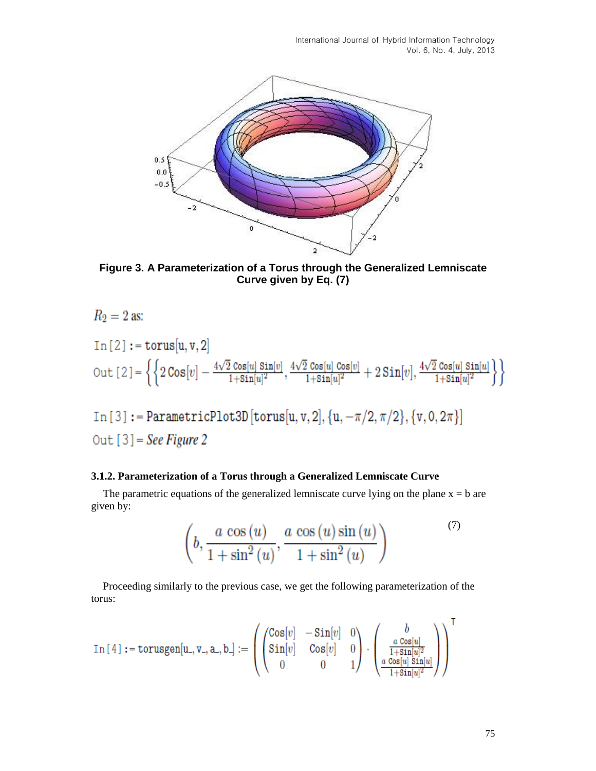Figure 3. A Parameterization of a Torus through the Generalized Lemniscate Curve given by Eq. (7)

$R_2 = 2$ as:

In[2] := torus[u, v, 2]

$$\text{Out}[2] = \left\{\left\{2\,\text{Cos}[v] - \frac{4\sqrt{2}\,\text{Cos}[u]\,\text{Sin}[v]}{1+\text{Sin}[u]^2},\ \frac{4\sqrt{2}\,\text{Cos}[u]\,\text{Cos}[v]}{1+\text{Sin}[u]^2} + 2\,\text{Sin}[v],\ \frac{4\sqrt{2}\,\text{Cos}[u]\,\text{Sin}[u]}{1+\text{Sin}[u]^2}\right\}\right\}$$

In[3] := ParametricPlot3D [torus[u, v, 2], {u, −π/2, π/2}, {v, 0, 2π}]

Out[3] = *See Figure 2*

### 3.1.2. Parameterization of a Torus through a Generalized Lemniscate Curve

The parametric equations of the generalized lemniscate curve lying on the plane x = b are given by:

$$\left(b, \frac{a\cos(u)}{1+\sin^2(u)}, \frac{a\cos(u)\sin(u)}{1+\sin^2(u)}\right) \tag{7}$$

Proceeding similarly to the previous case, we get the following parameterization of the torus:

$$\text{In}[4] := \text{torusgen}[\text{u\_}, \text{v\_}, \text{a\_}, \text{b\_}] := \left(\begin{pmatrix} \text{Cos}[v] & -\text{Sin}[v] & 0 \\ \text{Sin}[v] & \text{Cos}[v] & 0 \\ 0 & 0 & 1 \end{pmatrix} \cdot \begin{pmatrix} b \\ \frac{a\,\text{Cos}[u]}{1+\text{Sin}[u]^2} \\ \frac{a\,\text{Cos}[u]\,\text{Sin}[u]}{1+\text{Sin}[u]^2} \end{pmatrix}\right)^{\text{T}}$$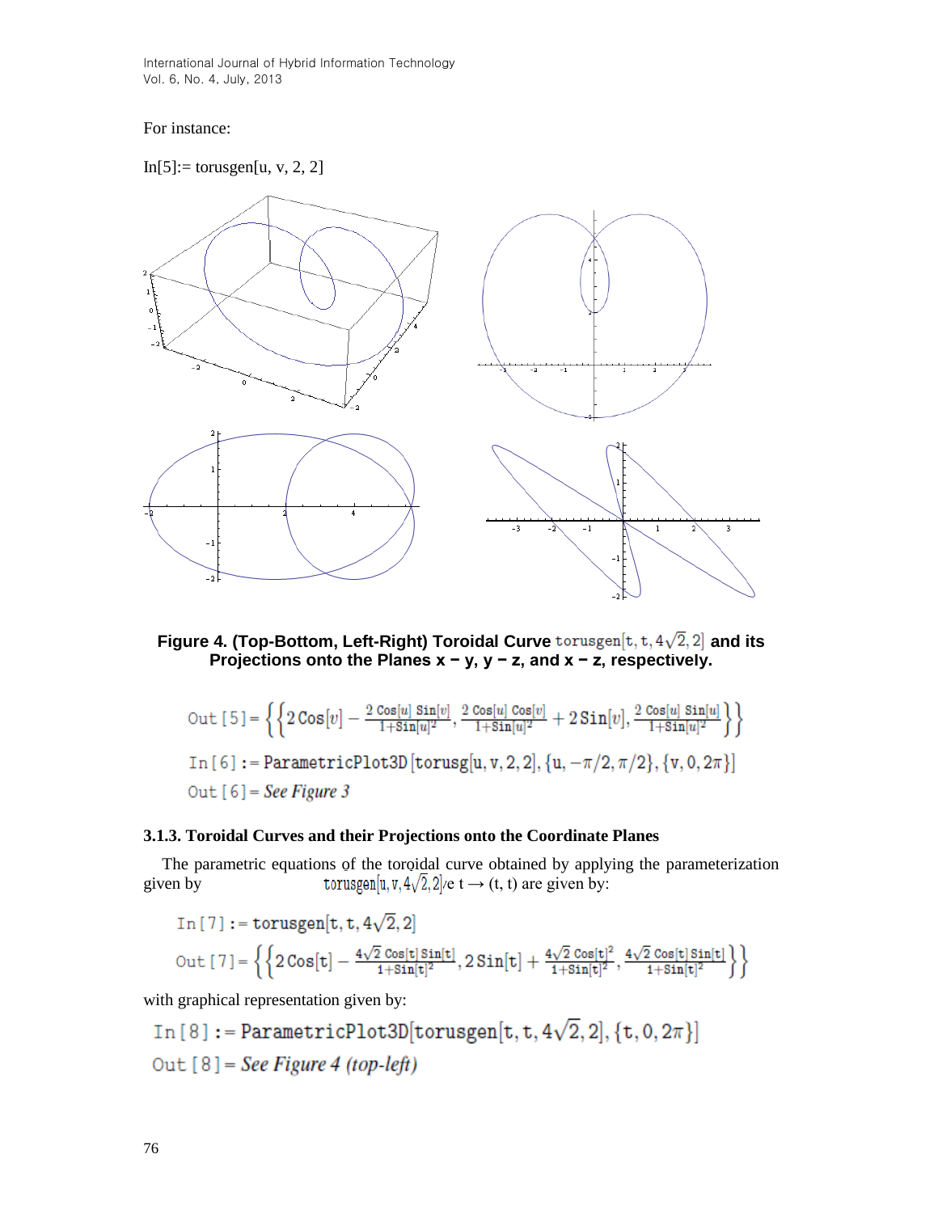For instance:

In[5]:= torusgen[u, v, 2, 2]

**Figure 4. (Top-Bottom, Left-Right) Toroidal Curve torusgen$[t, t, 4\sqrt{2}, 2]$ and its Projections onto the Planes x − y, y − z, and x − z, respectively.**

$$\text{Out}[5]=\left\{\left\{2\,\text{Cos}[v]-\frac{2\,\text{Cos}[u]\,\text{Sin}[v]}{1+\text{Sin}[u]^2},\ \frac{2\,\text{Cos}[u]\,\text{Cos}[v]}{1+\text{Sin}[u]^2}+2\,\text{Sin}[v],\ \frac{2\,\text{Cos}[u]\,\text{Sin}[u]}{1+\text{Sin}[u]^2}\right\}\right\}$$

In[6] := ParametricPlot3D[torusg[u, v, 2, 2], {u, −π/2, π/2}, {v, 0, 2π}]

Out[6] = *See Figure 3*

### 3.1.3. Toroidal Curves and their Projections onto the Coordinate Planes

The parametric equations of the toroidal curve obtained by applying the parameterization given by torusgen$[u, v, 4\sqrt{2}, 2]$ve $t \rightarrow (t, t)$ are given by:

In[7] := torusgen$[t, t, 4\sqrt{2}, 2]$

$$\text{Out}[7]=\left\{\left\{2\,\text{Cos}[t]-\frac{4\sqrt{2}\,\text{Cos}[t]\,\text{Sin}[t]}{1+\text{Sin}[t]^2},\ 2\,\text{Sin}[t]+\frac{4\sqrt{2}\,\text{Cos}[t]^2}{1+\text{Sin}[t]^2},\ \frac{4\sqrt{2}\,\text{Cos}[t]\,\text{Sin}[t]}{1+\text{Sin}[t]^2}\right\}\right\}$$

with graphical representation given by:

In[8] := ParametricPlot3D[torusgen$[t, t, 4\sqrt{2}, 2]$, {t, 0, 2π}]

Out[8] = *See Figure 4 (top-left)*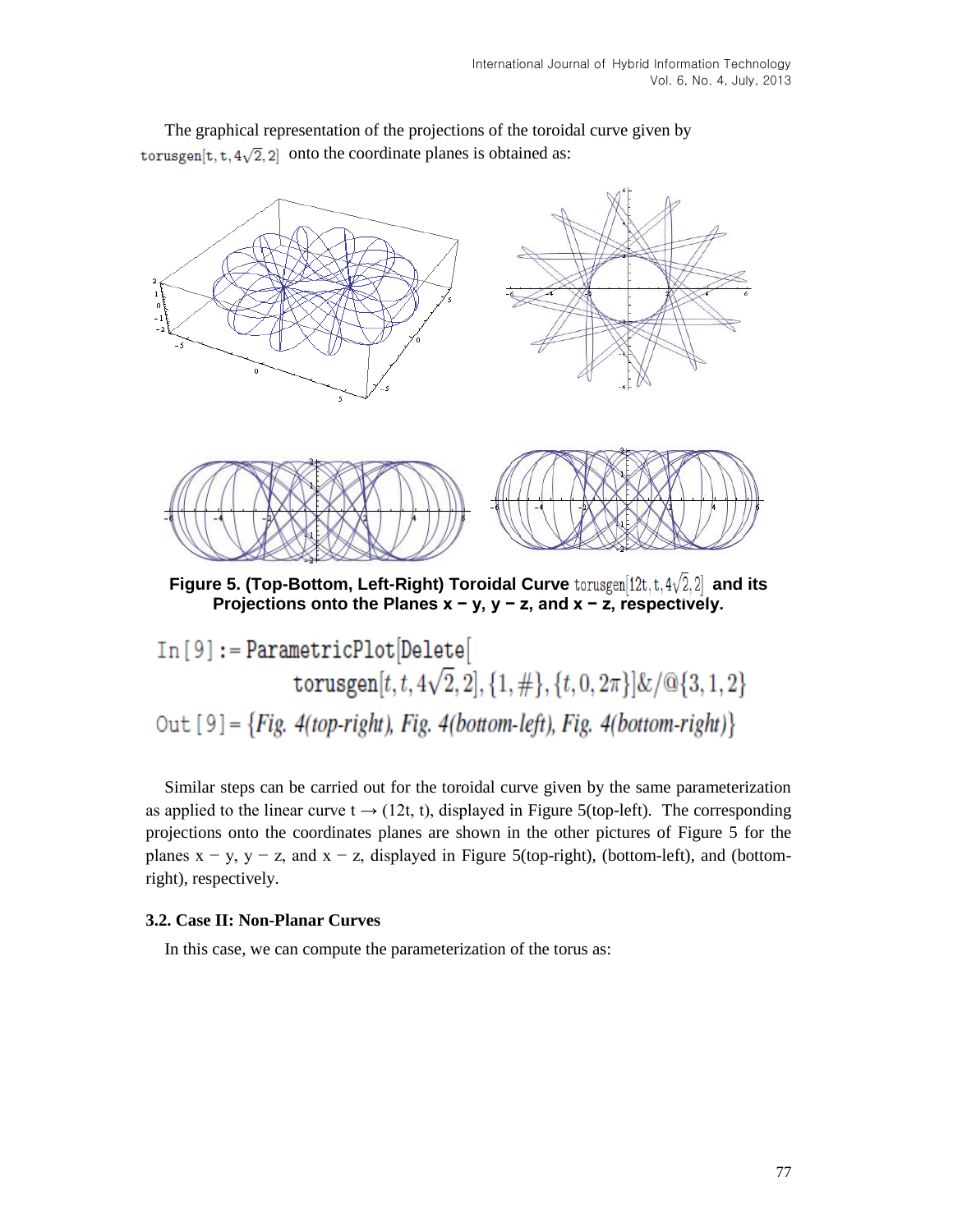The graphical representation of the projections of the toroidal curve given by torusgen[t, t, $4\sqrt{2}$, 2] onto the coordinate planes is obtained as:

**Figure 5. (Top-Bottom, Left-Right) Toroidal Curve torusgen[12t, t, $4\sqrt{2}$, 2] and its Projections onto the Planes x − y, y − z, and x − z, respectively.**

```
In[9]:= ParametricPlot[Delete[
            torusgen[t, t, 4√2, 2], {1, #}, {t, 0, 2π}]&/@{3, 1, 2}
Out[9]= {Fig. 4(top-right), Fig. 4(bottom-left), Fig. 4(bottom-right)}
```

Similar steps can be carried out for the toroidal curve given by the same parameterization as applied to the linear curve t → (12t, t), displayed in Figure 5(top-left). The corresponding projections onto the coordinates planes are shown in the other pictures of Figure 5 for the planes x − y, y − z, and x − z, displayed in Figure 5(top-right), (bottom-left), and (bottom-right), respectively.

### 3.2. Case II: Non-Planar Curves

In this case, we can compute the parameterization of the torus as: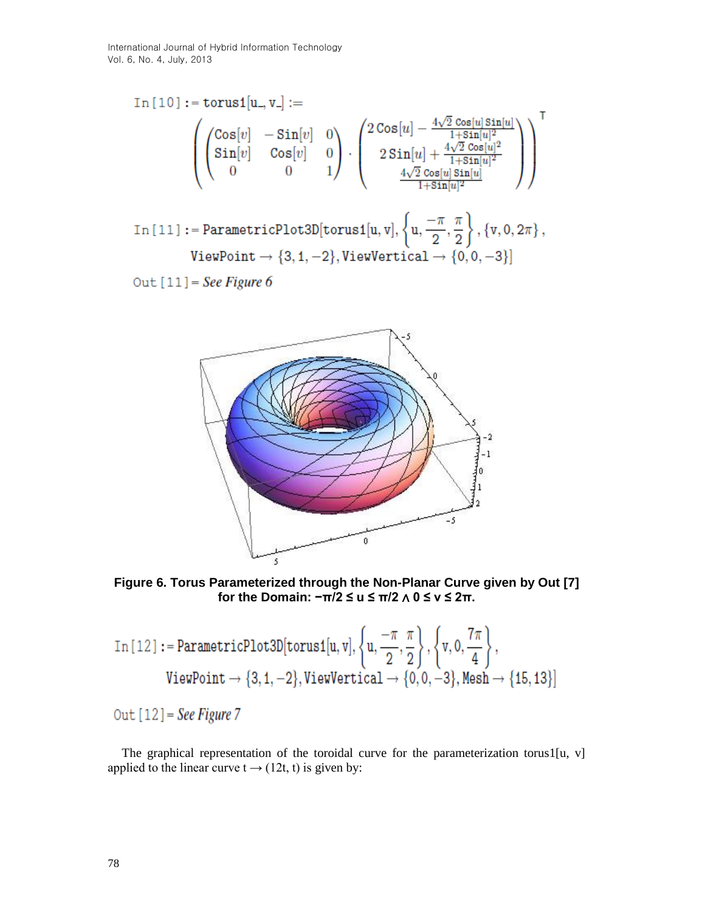In[10] := torus1[u_, v_] :=

$$\left(\begin{pmatrix} \text{Cos}[v] & -\text{Sin}[v] & 0 \\ \text{Sin}[v] & \text{Cos}[v] & 0 \\ 0 & 0 & 1 \end{pmatrix} \cdot \begin{pmatrix} 2\,\text{Cos}[u] - \frac{4\sqrt{2}\,\text{Cos}[u]\,\text{Sin}[u]}{1+\text{Sin}[u]^2} \\ 2\,\text{Sin}[u] + \frac{4\sqrt{2}\,\text{Cos}[u]^2}{1+\text{Sin}[u]^2} \\ \frac{4\sqrt{2}\,\text{Cos}[u]\,\text{Sin}[u]}{1+\text{Sin}[u]^2} \end{pmatrix}\right)^{T}$$

In[11] := ParametricPlot3D[torus1[u, v], $\left\{u, \frac{-\pi}{2}, \frac{\pi}{2}\right\}$, $\{v, 0, 2\pi\}$, ViewPoint → {3, 1, −2}, ViewVertical → {0, 0, −3}]

Out[11] = *See Figure 6*

**Figure 6. Torus Parameterized through the Non-Planar Curve given by Out [7] for the Domain: $-\pi/2 \le u \le \pi/2 \wedge 0 \le v \le 2\pi$.**

In[12] := ParametricPlot3D[torus1[u, v], $\left\{u, \frac{-\pi}{2}, \frac{\pi}{2}\right\}$, $\left\{v, 0, \frac{7\pi}{4}\right\}$, ViewPoint → {3, 1, −2}, ViewVertical → {0, 0, −3}, Mesh → {15, 13}]

Out[12] = *See Figure 7*

The graphical representation of the toroidal curve for the parameterization torus1[u, v] applied to the linear curve $t \to (12t, t)$ is given by: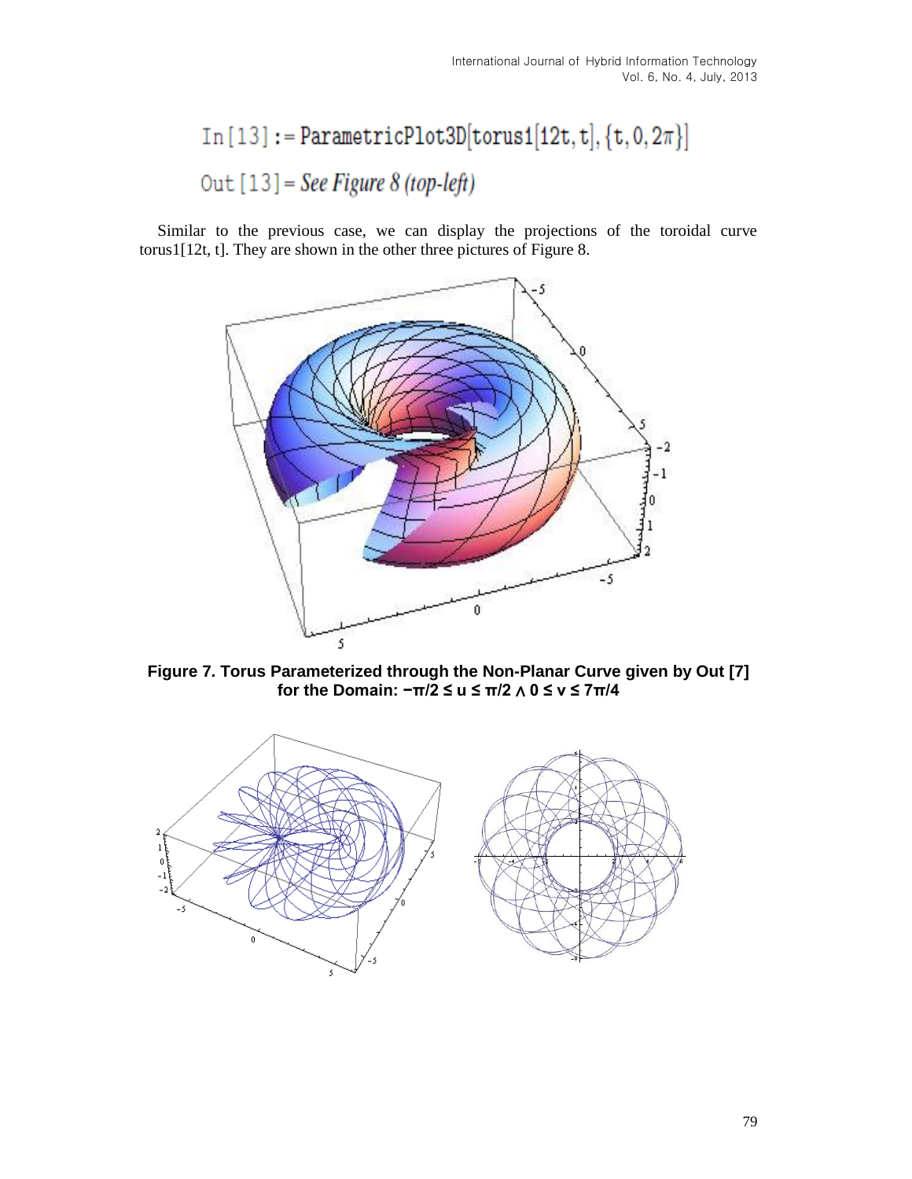```
In[13]:= ParametricPlot3D[torus1[12t, t], {t, 0, 2π}]
Out[13]= See Figure 8 (top-left)
```

Similar to the previous case, we can display the projections of the toroidal curve torus1[12t, t]. They are shown in the other three pictures of Figure 8.

**Figure 7. Torus Parameterized through the Non-Planar Curve given by Out [7] for the Domain: $-\pi/2 \leq u \leq \pi/2 \wedge 0 \leq v \leq 7\pi/4$**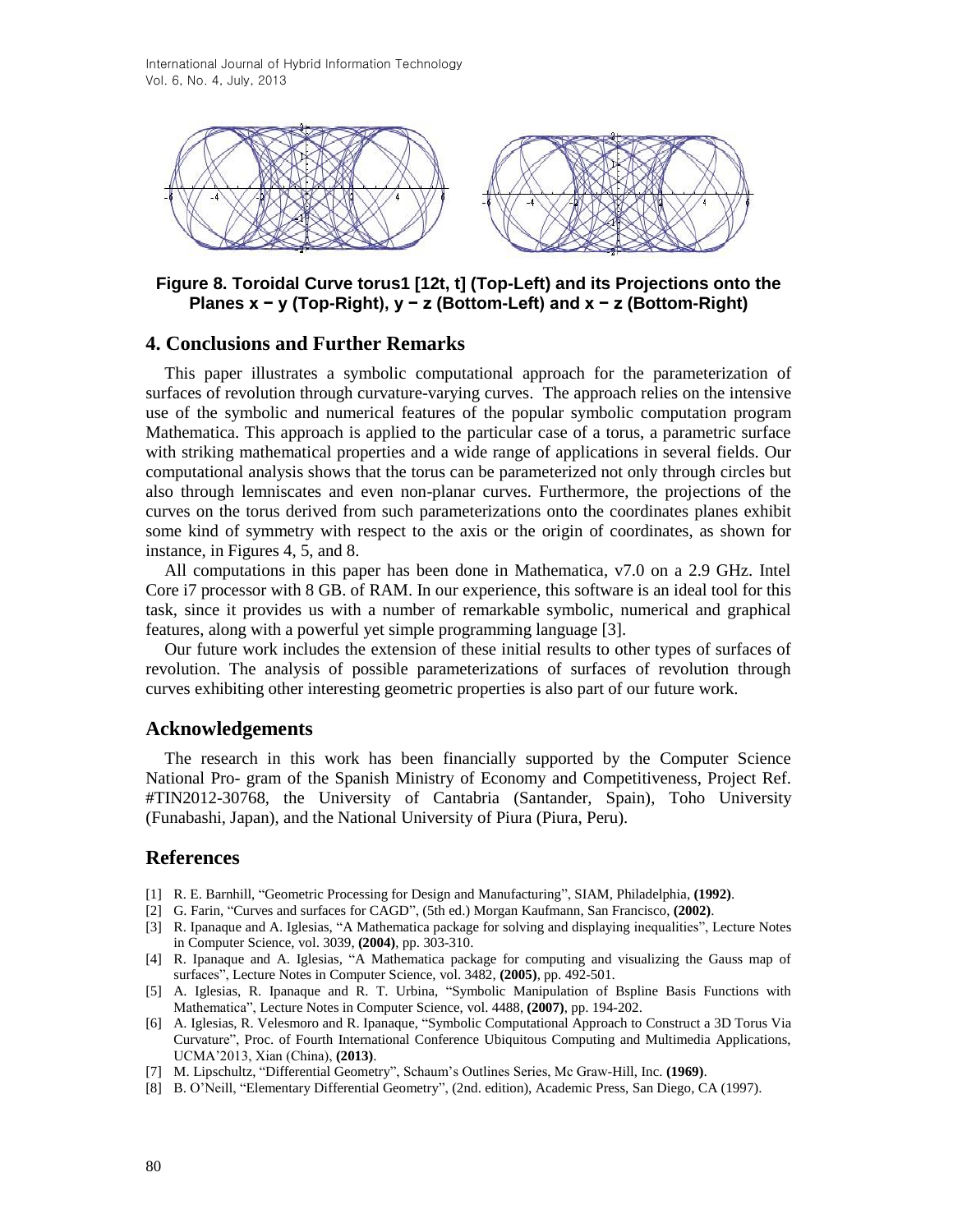Figure 8. Toroidal Curve torus1 [12t, t] (Top-Left) and its Projections onto the Planes x − y (Top-Right), y − z (Bottom-Left) and x − z (Bottom-Right)

## 4. Conclusions and Further Remarks

This paper illustrates a symbolic computational approach for the parameterization of surfaces of revolution through curvature-varying curves. The approach relies on the intensive use of the symbolic and numerical features of the popular symbolic computation program Mathematica. This approach is applied to the particular case of a torus, a parametric surface with striking mathematical properties and a wide range of applications in several fields. Our computational analysis shows that the torus can be parameterized not only through circles but also through lemniscates and even non-planar curves. Furthermore, the projections of the curves on the torus derived from such parameterizations onto the coordinates planes exhibit some kind of symmetry with respect to the axis or the origin of coordinates, as shown for instance, in Figures 4, 5, and 8.

All computations in this paper has been done in Mathematica, v7.0 on a 2.9 GHz. Intel Core i7 processor with 8 GB. of RAM. In our experience, this software is an ideal tool for this task, since it provides us with a number of remarkable symbolic, numerical and graphical features, along with a powerful yet simple programming language [3].

Our future work includes the extension of these initial results to other types of surfaces of revolution. The analysis of possible parameterizations of surfaces of revolution through curves exhibiting other interesting geometric properties is also part of our future work.

## Acknowledgements

The research in this work has been financially supported by the Computer Science National Pro- gram of the Spanish Ministry of Economy and Competitiveness, Project Ref. #TIN2012-30768, the University of Cantabria (Santander, Spain), Toho University (Funabashi, Japan), and the National University of Piura (Piura, Peru).

## References

[1] R. E. Barnhill, "Geometric Processing for Design and Manufacturing", SIAM, Philadelphia, **(1992)**.

[2] G. Farin, "Curves and surfaces for CAGD", (5th ed.) Morgan Kaufmann, San Francisco, **(2002)**.

[3] R. Ipanaque and A. Iglesias, "A Mathematica package for solving and displaying inequalities", Lecture Notes in Computer Science, vol. 3039, **(2004)**, pp. 303-310.

[4] R. Ipanaque and A. Iglesias, "A Mathematica package for computing and visualizing the Gauss map of surfaces", Lecture Notes in Computer Science, vol. 3482, **(2005)**, pp. 492-501.

[5] A. Iglesias, R. Ipanaque and R. T. Urbina, "Symbolic Manipulation of Bspline Basis Functions with Mathematica", Lecture Notes in Computer Science, vol. 4488, **(2007)**, pp. 194-202.

[6] A. Iglesias, R. Velesmoro and R. Ipanaque, "Symbolic Computational Approach to Construct a 3D Torus Via Curvature", Proc. of Fourth International Conference Ubiquitous Computing and Multimedia Applications, UCMA'2013, Xian (China), **(2013)**.

[7] M. Lipschultz, "Differential Geometry", Schaum's Outlines Series, Mc Graw-Hill, Inc. **(1969)**.

[8] B. O'Neill, "Elementary Differential Geometry", (2nd. edition), Academic Press, San Diego, CA (1997).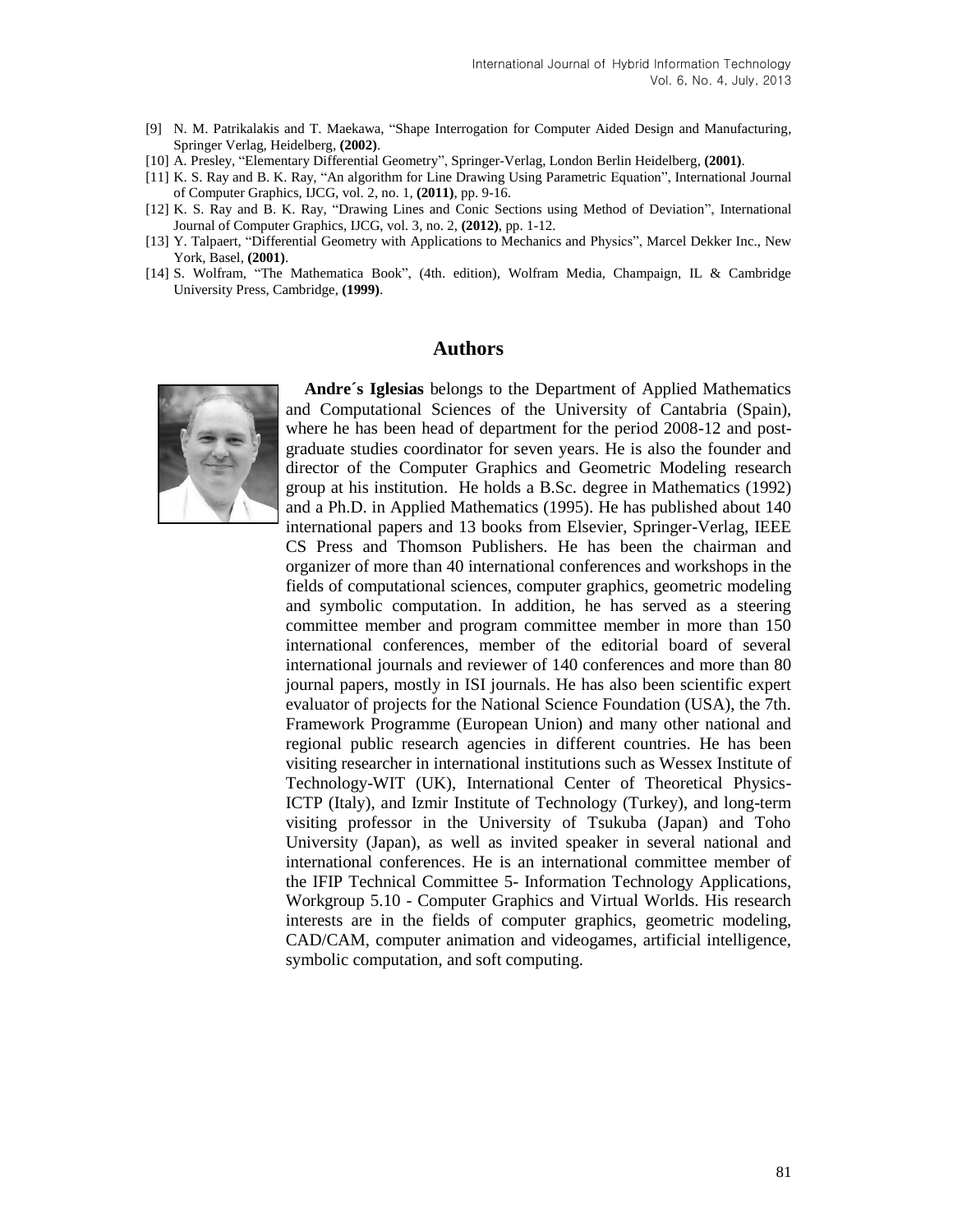[9] N. M. Patrikalakis and T. Maekawa, "Shape Interrogation for Computer Aided Design and Manufacturing, Springer Verlag, Heidelberg, **(2002)**.

[10] A. Presley, "Elementary Differential Geometry", Springer-Verlag, London Berlin Heidelberg, **(2001)**.

[11] K. S. Ray and B. K. Ray, "An algorithm for Line Drawing Using Parametric Equation", International Journal of Computer Graphics, IJCG, vol. 2, no. 1, **(2011)**, pp. 9-16.

[12] K. S. Ray and B. K. Ray, "Drawing Lines and Conic Sections using Method of Deviation", International Journal of Computer Graphics, IJCG, vol. 3, no. 2, **(2012)**, pp. 1-12.

[13] Y. Talpaert, "Differential Geometry with Applications to Mechanics and Physics", Marcel Dekker Inc., New York, Basel, **(2001)**.

[14] S. Wolfram, "The Mathematica Book", (4th. edition), Wolfram Media, Champaign, IL & Cambridge University Press, Cambridge, **(1999)**.

## Authors

**Andre´s Iglesias** belongs to the Department of Applied Mathematics and Computational Sciences of the University of Cantabria (Spain), where he has been head of department for the period 2008-12 and post-graduate studies coordinator for seven years. He is also the founder and director of the Computer Graphics and Geometric Modeling research group at his institution. He holds a B.Sc. degree in Mathematics (1992) and a Ph.D. in Applied Mathematics (1995). He has published about 140 international papers and 13 books from Elsevier, Springer-Verlag, IEEE CS Press and Thomson Publishers. He has been the chairman and organizer of more than 40 international conferences and workshops in the fields of computational sciences, computer graphics, geometric modeling and symbolic computation. In addition, he has served as a steering committee member and program committee member in more than 150 international conferences, member of the editorial board of several international journals and reviewer of 140 conferences and more than 80 journal papers, mostly in ISI journals. He has also been scientific expert evaluator of projects for the National Science Foundation (USA), the 7th. Framework Programme (European Union) and many other national and regional public research agencies in different countries. He has been visiting researcher in international institutions such as Wessex Institute of Technology-WIT (UK), International Center of Theoretical Physics-ICTP (Italy), and Izmir Institute of Technology (Turkey), and long-term visiting professor in the University of Tsukuba (Japan) and Toho University (Japan), as well as invited speaker in several national and international conferences. He is an international committee member of the IFIP Technical Committee 5- Information Technology Applications, Workgroup 5.10 - Computer Graphics and Virtual Worlds. His research interests are in the fields of computer graphics, geometric modeling, CAD/CAM, computer animation and videogames, artificial intelligence, symbolic computation, and soft computing.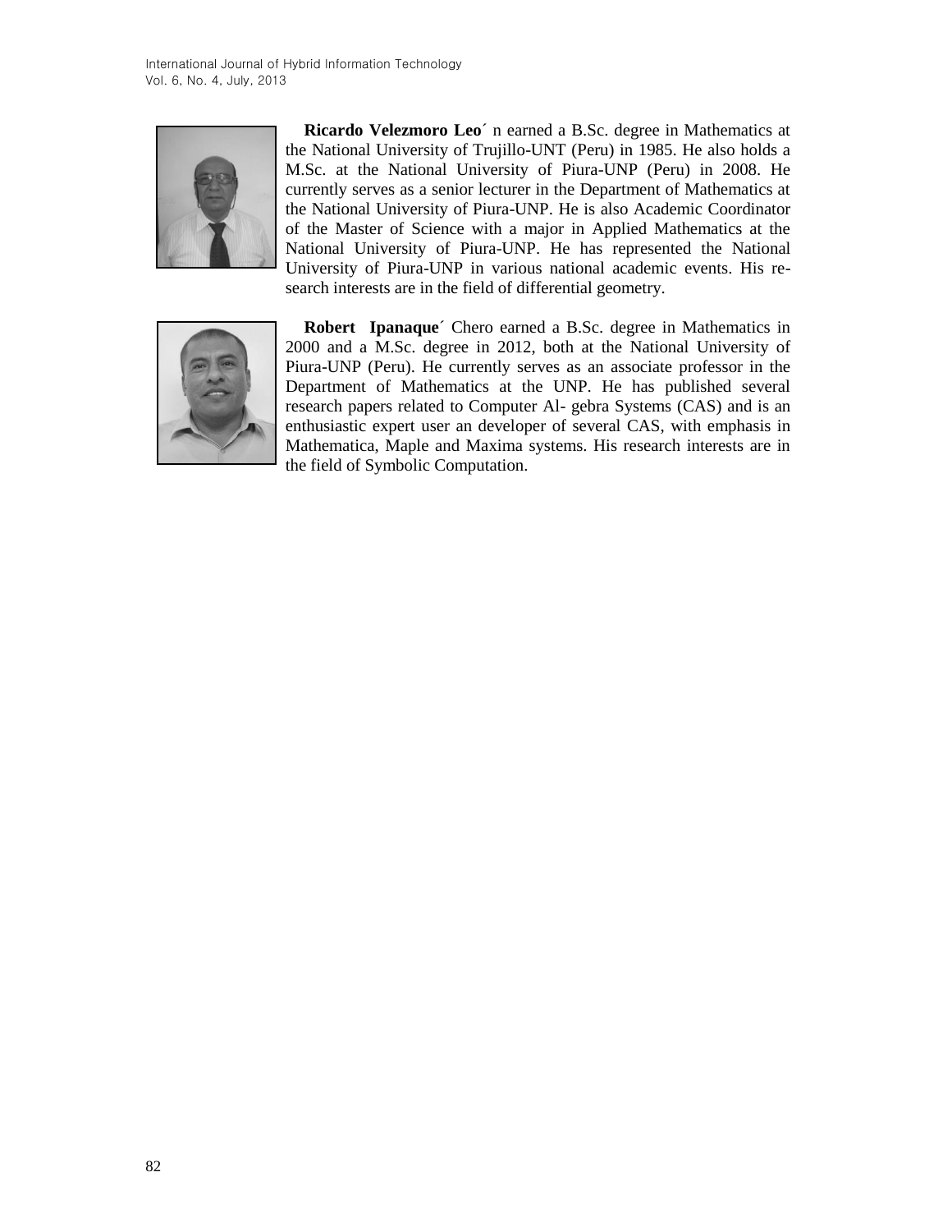**Ricardo Velezmoro Leo´** n earned a B.Sc. degree in Mathematics at the National University of Trujillo-UNT (Peru) in 1985. He also holds a M.Sc. at the National University of Piura-UNP (Peru) in 2008. He currently serves as a senior lecturer in the Department of Mathematics at the National University of Piura-UNP. He is also Academic Coordinator of the Master of Science with a major in Applied Mathematics at the National University of Piura-UNP. He has represented the National University of Piura-UNP in various national academic events. His research interests are in the field of differential geometry.

**Robert Ipanaque´** Chero earned a B.Sc. degree in Mathematics in 2000 and a M.Sc. degree in 2012, both at the National University of Piura-UNP (Peru). He currently serves as an associate professor in the Department of Mathematics at the UNP. He has published several research papers related to Computer Al- gebra Systems (CAS) and is an enthusiastic expert user an developer of several CAS, with emphasis in Mathematica, Maple and Maxima systems. His research interests are in the field of Symbolic Computation.